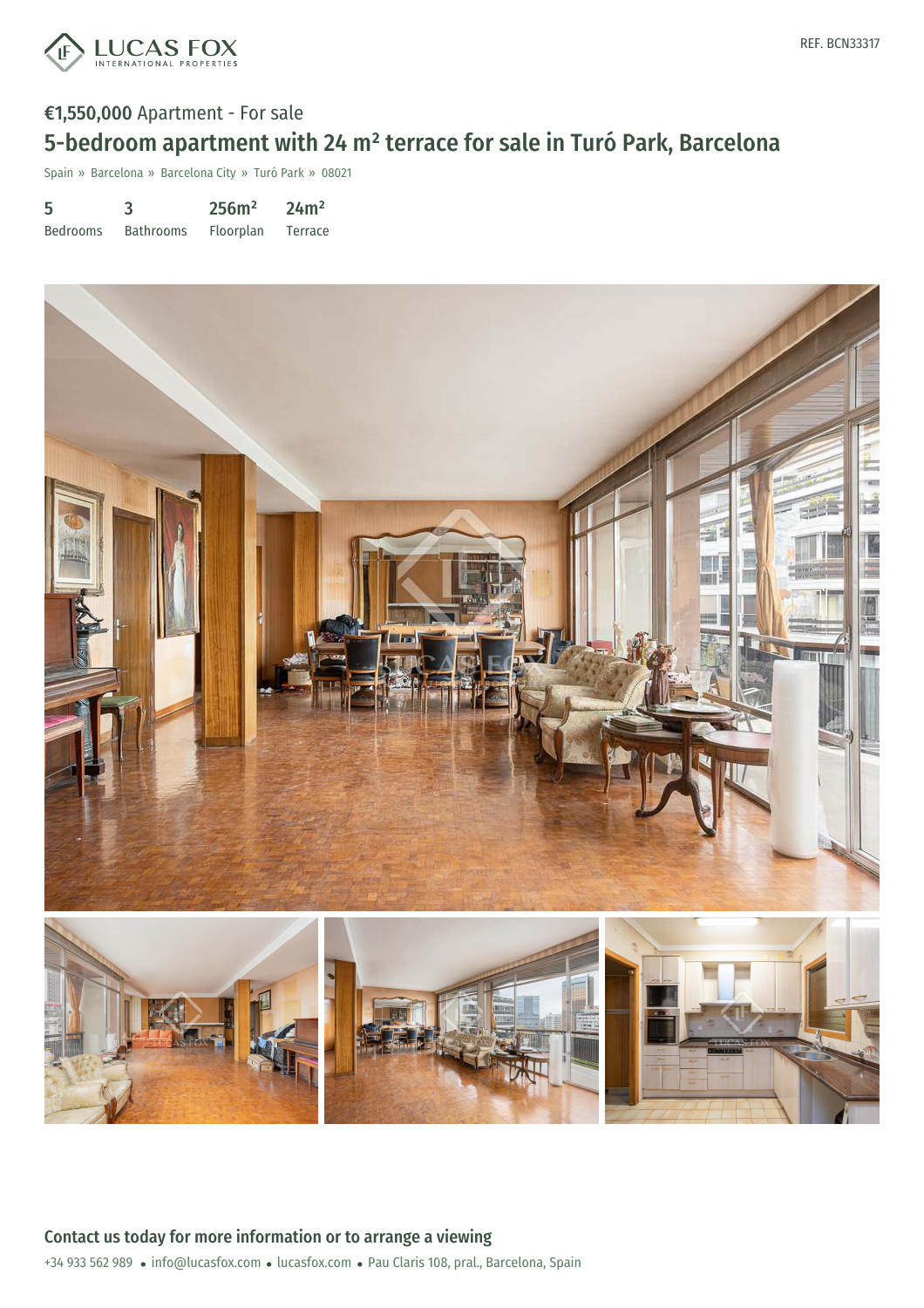REF. BCN33317

€1,550,000 Apartment - For sale

# 5-bedroom apartment with 24 m² terrace for sale in Turó Park, Barcelona

Spain » Barcelona » Barcelona City » Turó Park » 08021

| 5 | 3 | 256m² | 24m² |
|---|---|---|---|
| Bedrooms | Bathrooms | Floorplan | Terrace |

## Contact us today for more information or to arrange a viewing

+34 933 562 989 • info@lucasfox.com • lucasfox.com • Pau Claris 108, pral., Barcelona, Spain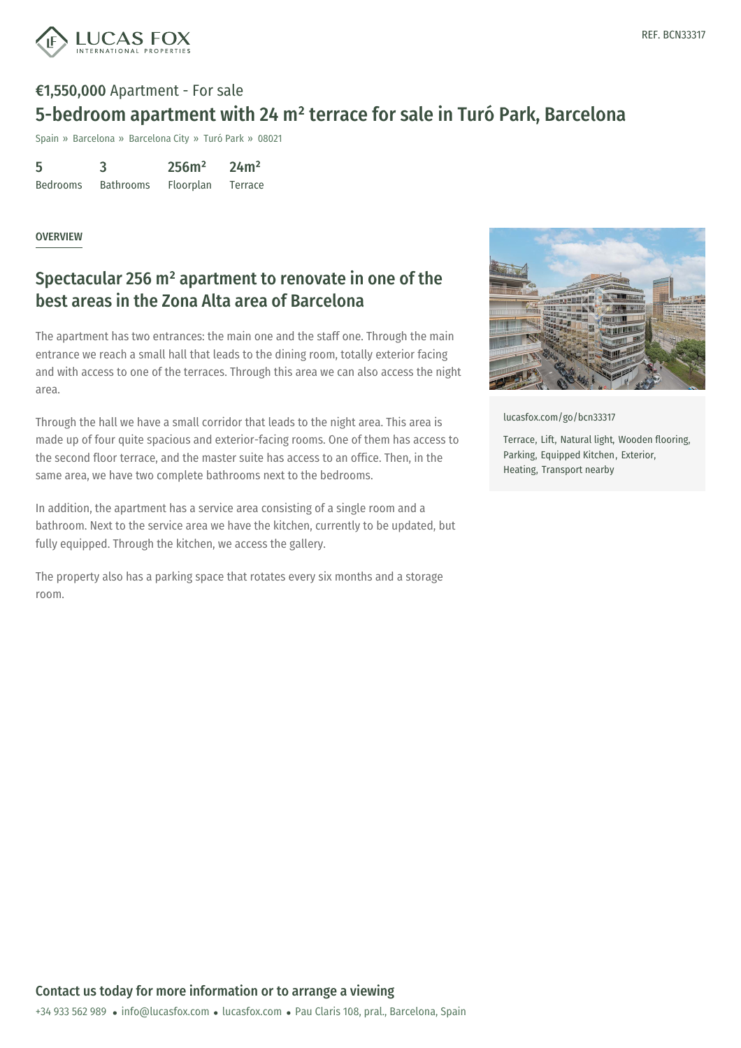REF. BCN33317

**€1,550,000** Apartment - For sale

# 5-bedroom apartment with 24 m² terrace for sale in Turó Park, Barcelona

Spain » Barcelona » Barcelona City » Turó Park » 08021

| 5 | 3 | 256m² | 24m² |
|---|---|---|---|
| Bedrooms | Bathrooms | Floorplan | Terrace |

OVERVIEW

## Spectacular 256 m² apartment to renovate in one of the best areas in the Zona Alta area of Barcelona

The apartment has two entrances: the main one and the staff one. Through the main entrance we reach a small hall that leads to the dining room, totally exterior facing and with access to one of the terraces. Through this area we can also access the night area.

Through the hall we have a small corridor that leads to the night area. This area is made up of four quite spacious and exterior-facing rooms. One of them has access to the second floor terrace, and the master suite has access to an office. Then, in the same area, we have two complete bathrooms next to the bedrooms.

In addition, the apartment has a service area consisting of a single room and a bathroom. Next to the service area we have the kitchen, currently to be updated, but fully equipped. Through the kitchen, we access the gallery.

The property also has a parking space that rotates every six months and a storage room.

lucasfox.com/go/bcn33317

Terrace, Lift, Natural light, Wooden flooring, Parking, Equipped Kitchen, Exterior, Heating, Transport nearby

## Contact us today for more information or to arrange a viewing

+34 933 562 989 • info@lucasfox.com • lucasfox.com • Pau Claris 108, pral., Barcelona, Spain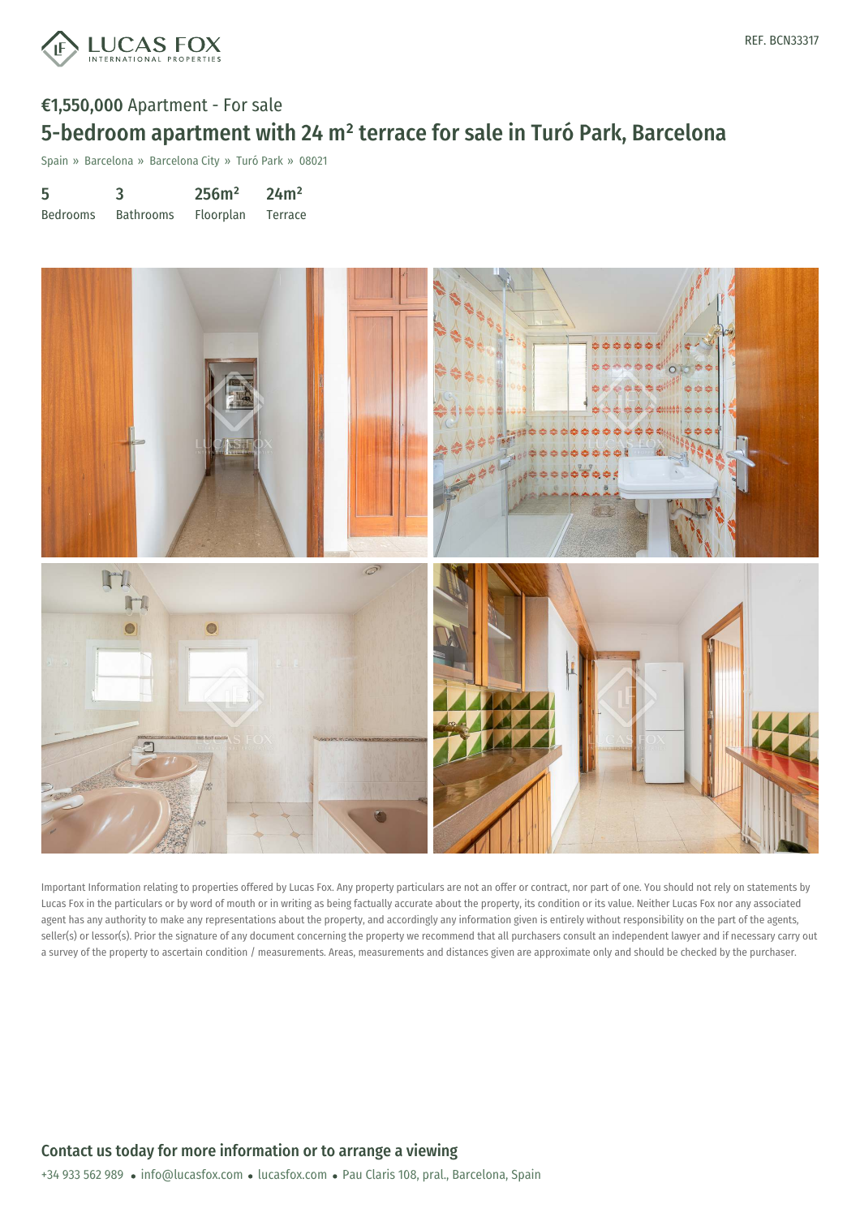REF. BCN33317

€1,550,000 Apartment - For sale

# 5-bedroom apartment with 24 m² terrace for sale in Turó Park, Barcelona

Spain » Barcelona » Barcelona City » Turó Park » 08021

| 5 | 3 | 256m² | 24m² |
|---|---|---|---|
| Bedrooms | Bathrooms | Floorplan | Terrace |

Important Information relating to properties offered by Lucas Fox. Any property particulars are not an offer or contract, nor part of one. You should not rely on statements by Lucas Fox in the particulars or by word of mouth or in writing as being factually accurate about the property, its condition or its value. Neither Lucas Fox nor any associated agent has any authority to make any representations about the property, and accordingly any information given is entirely without responsibility on the part of the agents, seller(s) or lessor(s). Prior the signature of any document concerning the property we recommend that all purchasers consult an independent lawyer and if necessary carry out a survey of the property to ascertain condition / measurements. Areas, measurements and distances given are approximate only and should be checked by the purchaser.

## Contact us today for more information or to arrange a viewing

+34 933 562 989 • info@lucasfox.com • lucasfox.com • Pau Claris 108, pral., Barcelona, Spain